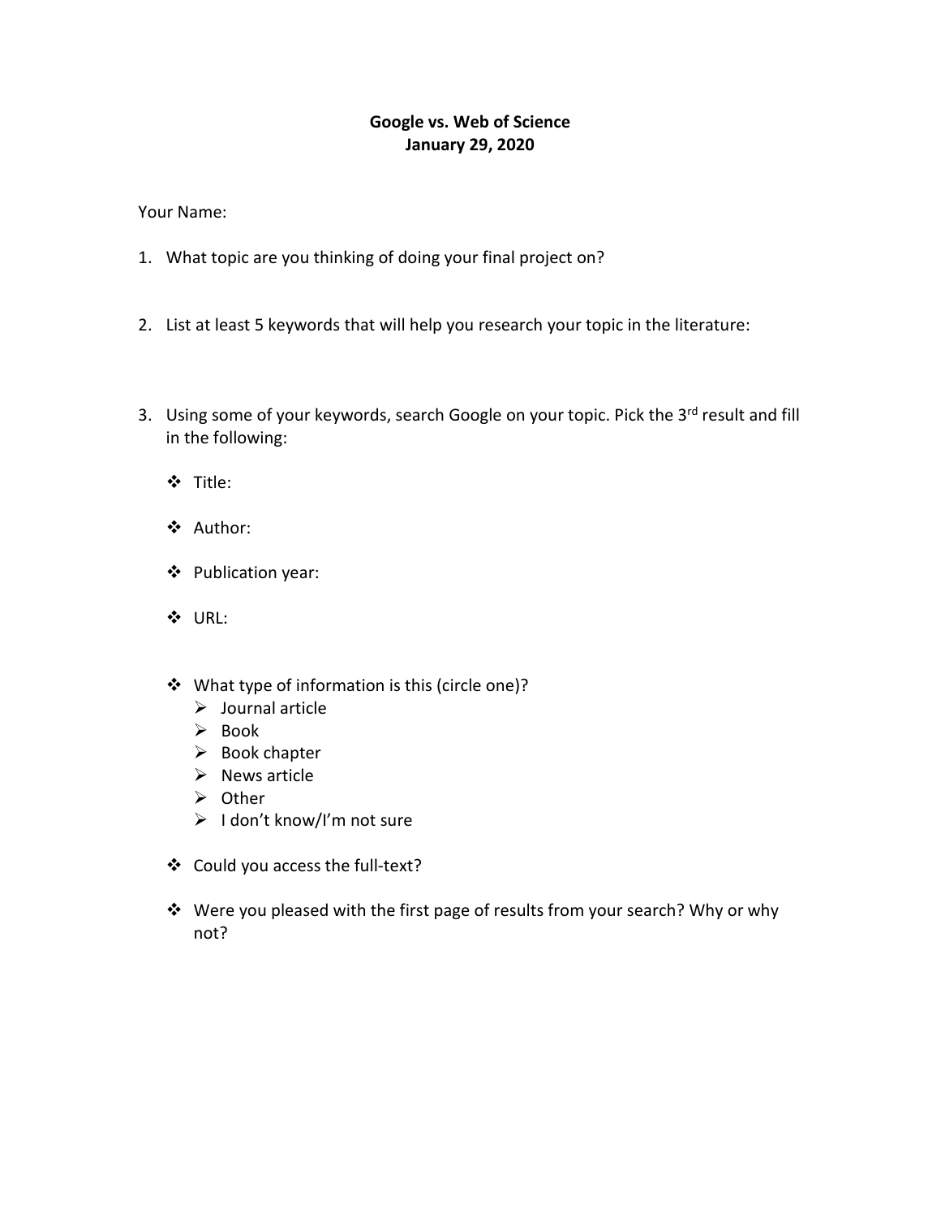**Google vs. Web of Science**
**January 29, 2020**

Your Name:

1. What topic are you thinking of doing your final project on?

2. List at least 5 keywords that will help you research your topic in the literature:

3. Using some of your keywords, search Google on your topic. Pick the 3rd result and fill in the following:

    - Title:
    - Author:
    - Publication year:
    - URL:
    - What type of information is this (circle one)?
        - Journal article
        - Book
        - Book chapter
        - News article
        - Other
        - I don't know/I'm not sure
    - Could you access the full-text?
    - Were you pleased with the first page of results from your search? Why or why not?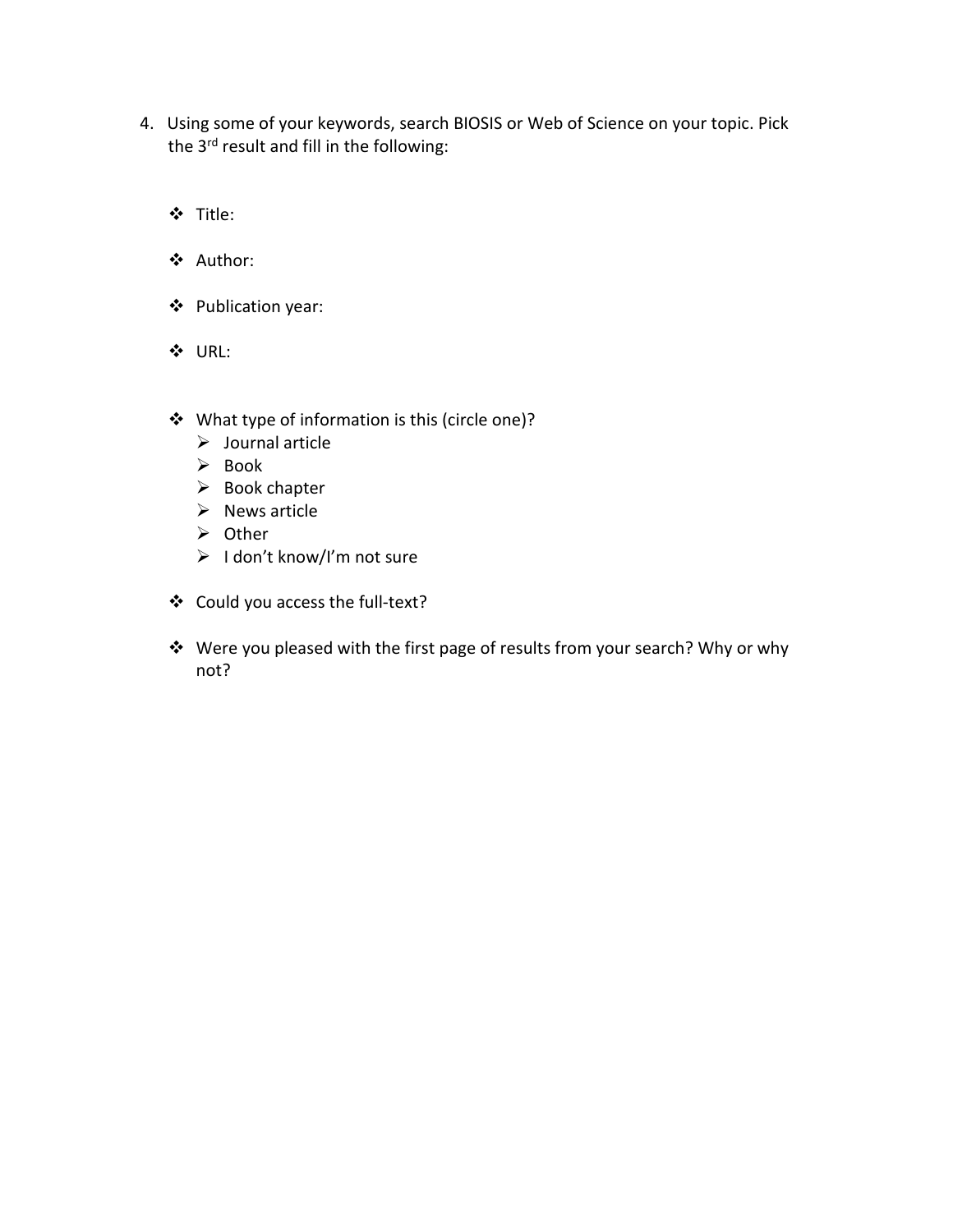4. Using some of your keywords, search BIOSIS or Web of Science on your topic. Pick the 3rd result and fill in the following:

    - Title:
    - Author:
    - Publication year:
    - URL:

    - What type of information is this (circle one)?
        - Journal article
        - Book
        - Book chapter
        - News article
        - Other
        - I don't know/I'm not sure
    - Could you access the full-text?
    - Were you pleased with the first page of results from your search? Why or why not?